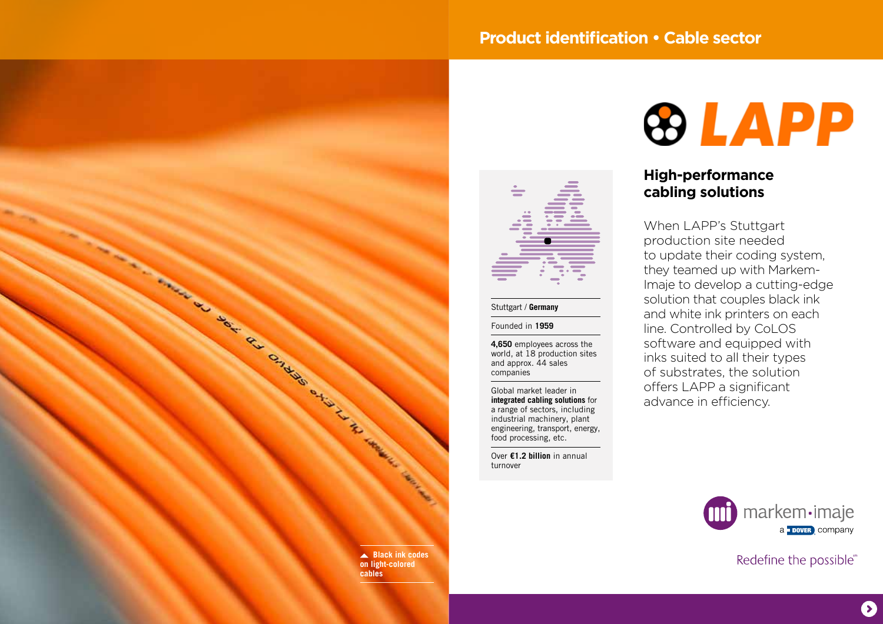# Product identification • Cable sector

LAPP

## High-performance cabling solutions

When LAPP's Stuttgart production site needed to update their coding system, they teamed up with Markem-Imaje to develop a cutting-edge solution that couples black ink and white ink printers on each line. Controlled by CoLOS software and equipped with inks suited to all their types of substrates, the solution offers LAPP a significant advance in efficiency.

Stuttgart / **Germany**

Founded in **1959**

**4,650** employees across the world, at 18 production sites and approx. 44 sales companies

Global market leader in **integrated cabling solutions** for a range of sectors, including industrial machinery, plant engineering, transport, energy, food processing, etc.

Over **€1.2 billion** in annual turnover

▲ **Black ink codes on light-colored cables**

markem-imaje
a DOVER company

Redefine the possible℠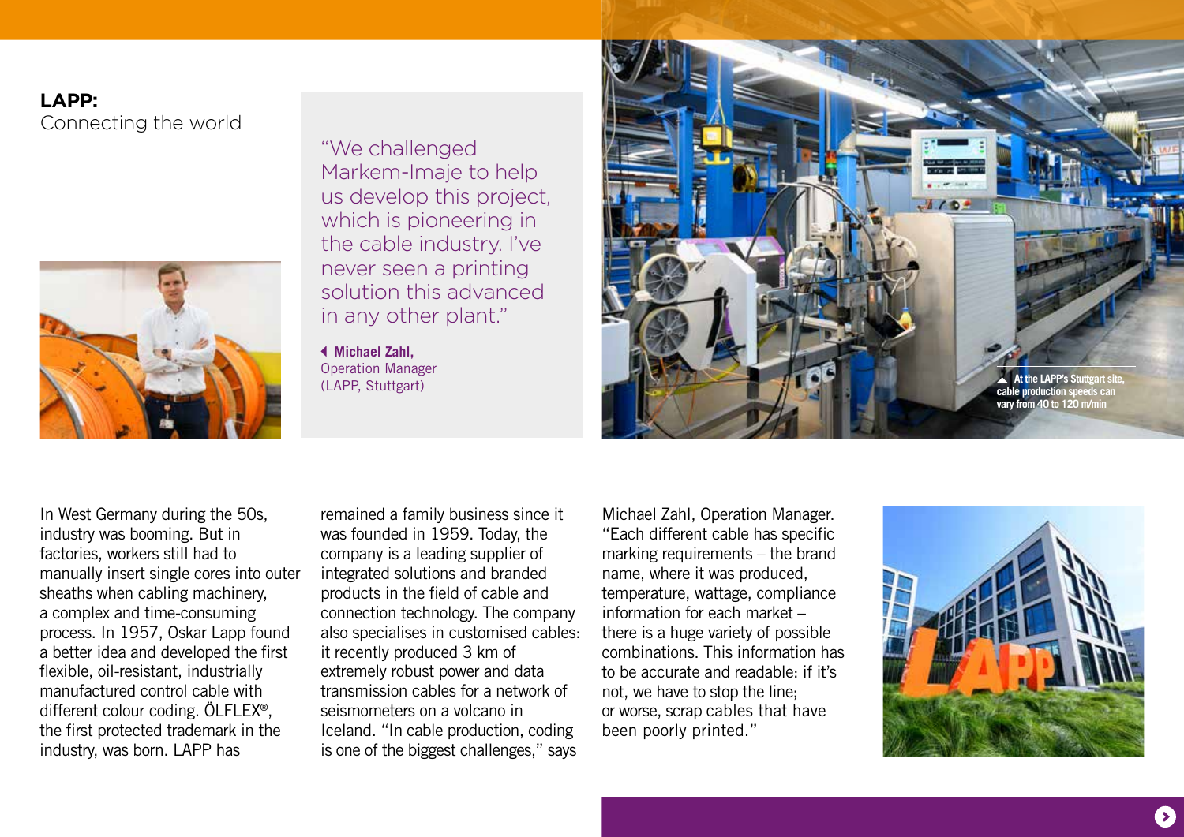# LAPP:
## Connecting the world

> "We challenged Markem-Imaje to help us develop this project, which is pioneering in the cable industry. I've never seen a printing solution this advanced in any other plant."
>
> **Michael Zahl,** Operation Manager (LAPP, Stuttgart)

At the LAPP's Stuttgart site, cable production speeds can vary from 40 to 120 m/min

In West Germany during the 50s, industry was booming. But in factories, workers still had to manually insert single cores into outer sheaths when cabling machinery, a complex and time-consuming process. In 1957, Oskar Lapp found a better idea and developed the first flexible, oil-resistant, industrially manufactured control cable with different colour coding. ÖLFLEX®, the first protected trademark in the industry, was born. LAPP has remained a family business since it was founded in 1959. Today, the company is a leading supplier of integrated solutions and branded products in the field of cable and connection technology. The company also specialises in customised cables: it recently produced 3 km of extremely robust power and data transmission cables for a network of seismometers on a volcano in Iceland. "In cable production, coding is one of the biggest challenges," says Michael Zahl, Operation Manager. "Each different cable has specific marking requirements – the brand name, where it was produced, temperature, wattage, compliance information for each market – there is a huge variety of possible combinations. This information has to be accurate and readable: if it's not, we have to stop the line; or worse, scrap cables that have been poorly printed."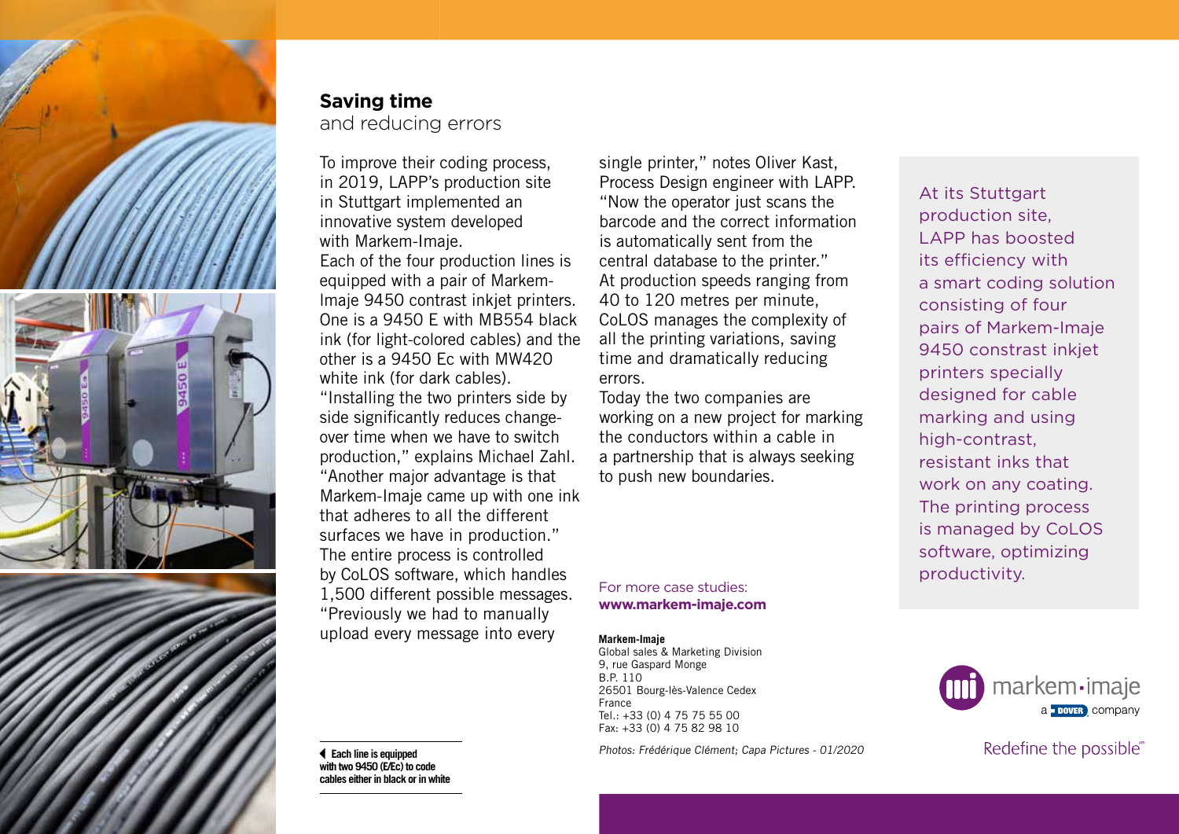## Saving time
and reducing errors

To improve their coding process, in 2019, LAPP's production site in Stuttgart implemented an innovative system developed with Markem-Imaje.
Each of the four production lines is equipped with a pair of Markem-Imaje 9450 contrast inkjet printers. One is a 9450 E with MB554 black ink (for light-colored cables) and the other is a 9450 Ec with MW420 white ink (for dark cables).
"Installing the two printers side by side significantly reduces change-over time when we have to switch production," explains Michael Zahl. "Another major advantage is that Markem-Imaje came up with one ink that adheres to all the different surfaces we have in production."
The entire process is controlled by CoLOS software, which handles 1,500 different possible messages. "Previously we had to manually upload every message into every single printer," notes Oliver Kast, Process Design engineer with LAPP. "Now the operator just scans the barcode and the correct information is automatically sent from the central database to the printer."
At production speeds ranging from 40 to 120 metres per minute, CoLOS manages the complexity of all the printing variations, saving time and dramatically reducing errors.
Today the two companies are working on a new project for marking the conductors within a cable in a partnership that is always seeking to push new boundaries.

◀ **Each line is equipped with two 9450 (E/Ec) to code cables either in black or in white**

At its Stuttgart production site, LAPP has boosted its efficiency with a smart coding solution consisting of four pairs of Markem-Imaje 9450 constrast inkjet printers specially designed for cable marking and using high-contrast, resistant inks that work on any coating. The printing process is managed by CoLOS software, optimizing productivity.

For more case studies:
**www.markem-imaje.com**

**Markem-Imaje**
Global sales & Marketing Division
9, rue Gaspard Monge
B.P. 110
26501 Bourg-lès-Valence Cedex
France
Tel.: +33 (0) 4 75 75 55 00
Fax: +33 (0) 4 75 82 98 10

*Photos: Frédérique Clément; Capa Pictures - 01/2020*

markem-imaje
a DOVER company

Redefine the possible℠